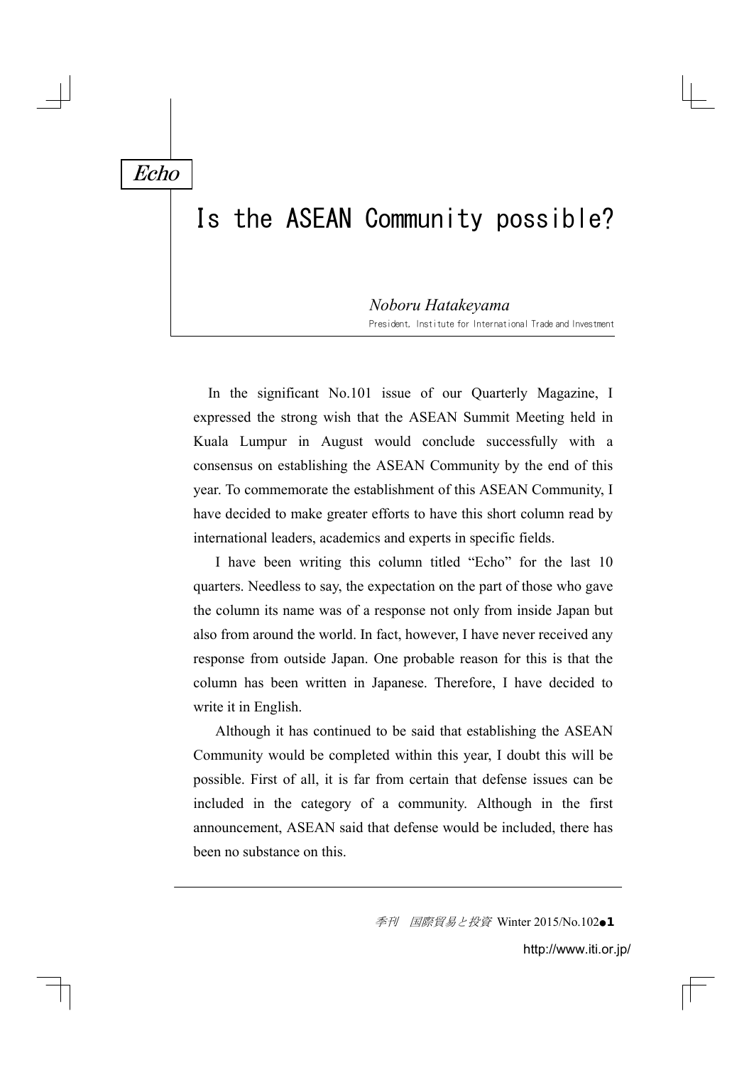*Echo*

# Is the ASEAN Community possible?

*Noboru Hatakeyama*
President, Institute for International Trade and Investment

In the significant No.101 issue of our Quarterly Magazine, I expressed the strong wish that the ASEAN Summit Meeting held in Kuala Lumpur in August would conclude successfully with a consensus on establishing the ASEAN Community by the end of this year. To commemorate the establishment of this ASEAN Community, I have decided to make greater efforts to have this short column read by international leaders, academics and experts in specific fields.

I have been writing this column titled "Echo" for the last 10 quarters. Needless to say, the expectation on the part of those who gave the column its name was of a response not only from inside Japan but also from around the world. In fact, however, I have never received any response from outside Japan. One probable reason for this is that the column has been written in Japanese. Therefore, I have decided to write it in English.

Although it has continued to be said that establishing the ASEAN Community would be completed within this year, I doubt this will be possible. First of all, it is far from certain that defense issues can be included in the category of a community. Although in the first announcement, ASEAN said that defense would be included, there has been no substance on this.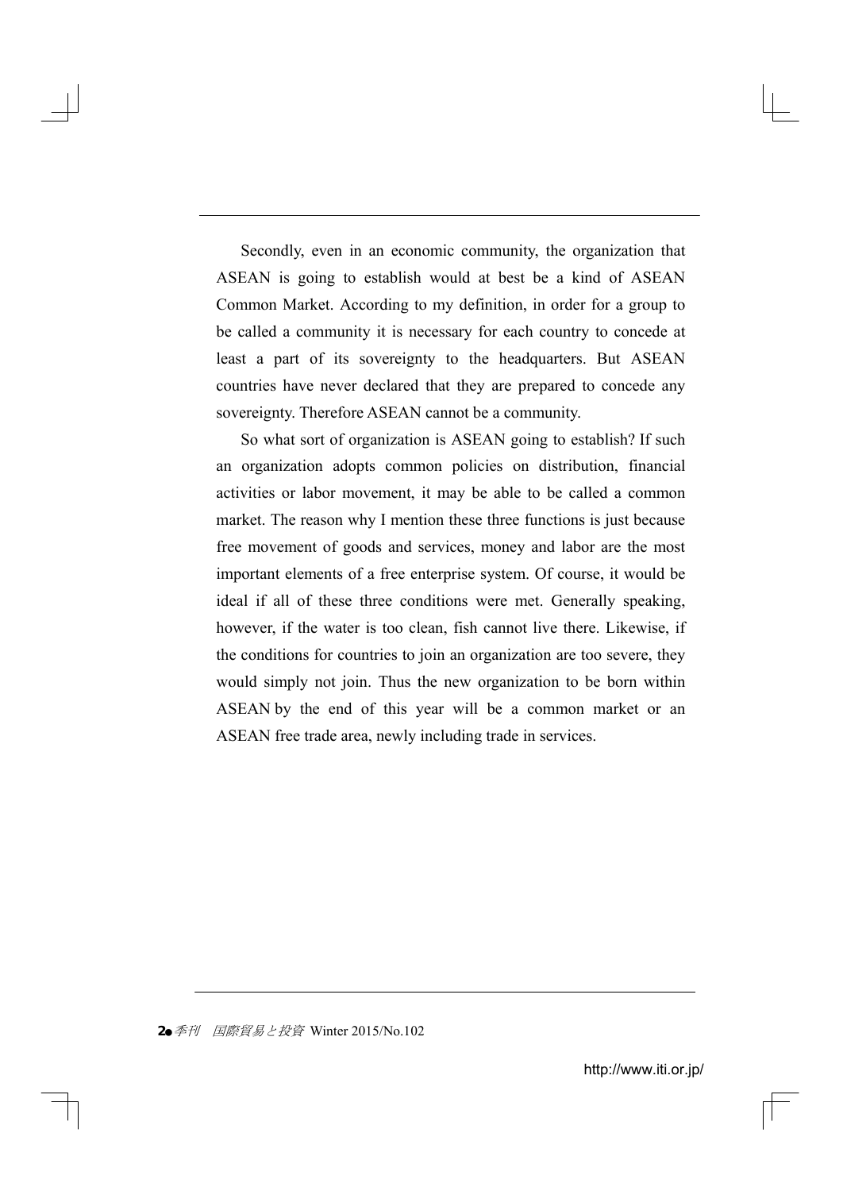Secondly, even in an economic community, the organization that ASEAN is going to establish would at best be a kind of ASEAN Common Market. According to my definition, in order for a group to be called a community it is necessary for each country to concede at least a part of its sovereignty to the headquarters. But ASEAN countries have never declared that they are prepared to concede any sovereignty. Therefore ASEAN cannot be a community.

So what sort of organization is ASEAN going to establish? If such an organization adopts common policies on distribution, financial activities or labor movement, it may be able to be called a common market. The reason why I mention these three functions is just because free movement of goods and services, money and labor are the most important elements of a free enterprise system. Of course, it would be ideal if all of these three conditions were met. Generally speaking, however, if the water is too clean, fish cannot live there. Likewise, if the conditions for countries to join an organization are too severe, they would simply not join. Thus the new organization to be born within ASEAN by the end of this year will be a common market or an ASEAN free trade area, newly including trade in services.